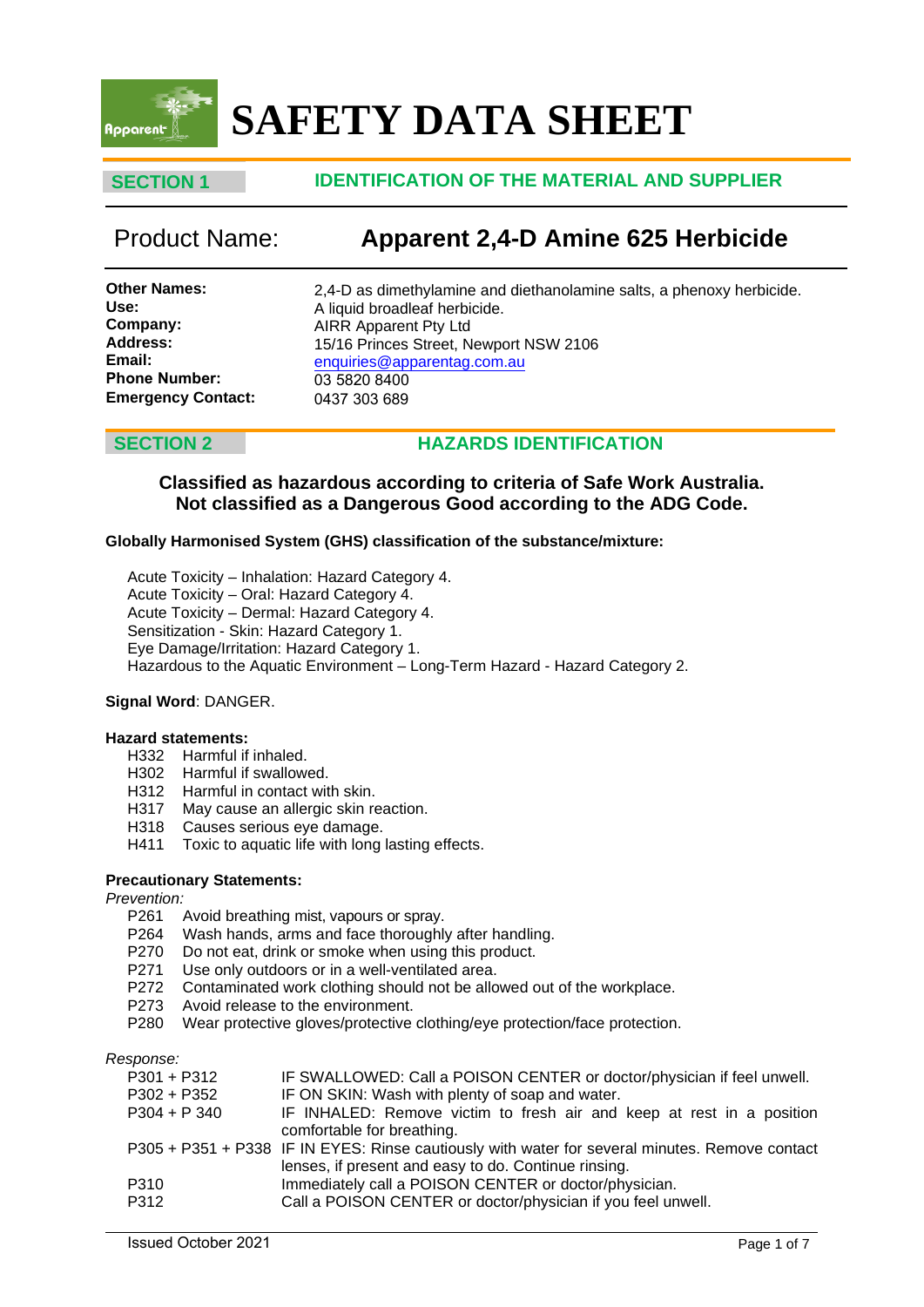# SAFETY DATA SHEET

## SECTION 1 IDENTIFICATION OF THE MATERIAL AND SUPPLIER

| Product Name: | **Apparent 2,4-D Amine 625 Herbicide** |
|---|---|
| **Other Names:** | 2,4-D as dimethylamine and diethanolamine salts, a phenoxy herbicide. |
| **Use:** | A liquid broadleaf herbicide. |
| **Company:** | AIRR Apparent Pty Ltd |
| **Address:** | 15/16 Princes Street, Newport NSW 2106 |
| **Email:** | enquiries@apparentag.com.au |
| **Phone Number:** | 03 5820 8400 |
| **Emergency Contact:** | 0437 303 689 |

## SECTION 2 HAZARDS IDENTIFICATION

**Classified as hazardous according to criteria of Safe Work Australia.**
**Not classified as a Dangerous Good according to the ADG Code.**

**Globally Harmonised System (GHS) classification of the substance/mixture:**

Acute Toxicity – Inhalation: Hazard Category 4.
Acute Toxicity – Oral: Hazard Category 4.
Acute Toxicity – Dermal: Hazard Category 4.
Sensitization - Skin: Hazard Category 1.
Eye Damage/Irritation: Hazard Category 1.
Hazardous to the Aquatic Environment – Long-Term Hazard - Hazard Category 2.

**Signal Word**: DANGER.

**Hazard statements:**

| | |
|---|---|
| H332 | Harmful if inhaled. |
| H302 | Harmful if swallowed. |
| H312 | Harmful in contact with skin. |
| H317 | May cause an allergic skin reaction. |
| H318 | Causes serious eye damage. |
| H411 | Toxic to aquatic life with long lasting effects. |

**Precautionary Statements:**

*Prevention:*

| | |
|---|---|
| P261 | Avoid breathing mist, vapours or spray. |
| P264 | Wash hands, arms and face thoroughly after handling. |
| P270 | Do not eat, drink or smoke when using this product. |
| P271 | Use only outdoors or in a well-ventilated area. |
| P272 | Contaminated work clothing should not be allowed out of the workplace. |
| P273 | Avoid release to the environment. |
| P280 | Wear protective gloves/protective clothing/eye protection/face protection. |

*Response:*

| | |
|---|---|
| P301 + P312 | IF SWALLOWED: Call a POISON CENTER or doctor/physician if feel unwell. |
| P302 + P352 | IF ON SKIN: Wash with plenty of soap and water. |
| P304 + P 340 | IF INHALED: Remove victim to fresh air and keep at rest in a position comfortable for breathing. |
| P305 + P351 + P338 | IF IN EYES: Rinse cautiously with water for several minutes. Remove contact lenses, if present and easy to do. Continue rinsing. |
| P310 | Immediately call a POISON CENTER or doctor/physician. |
| P312 | Call a POISON CENTER or doctor/physician if you feel unwell. |

Issued October 2021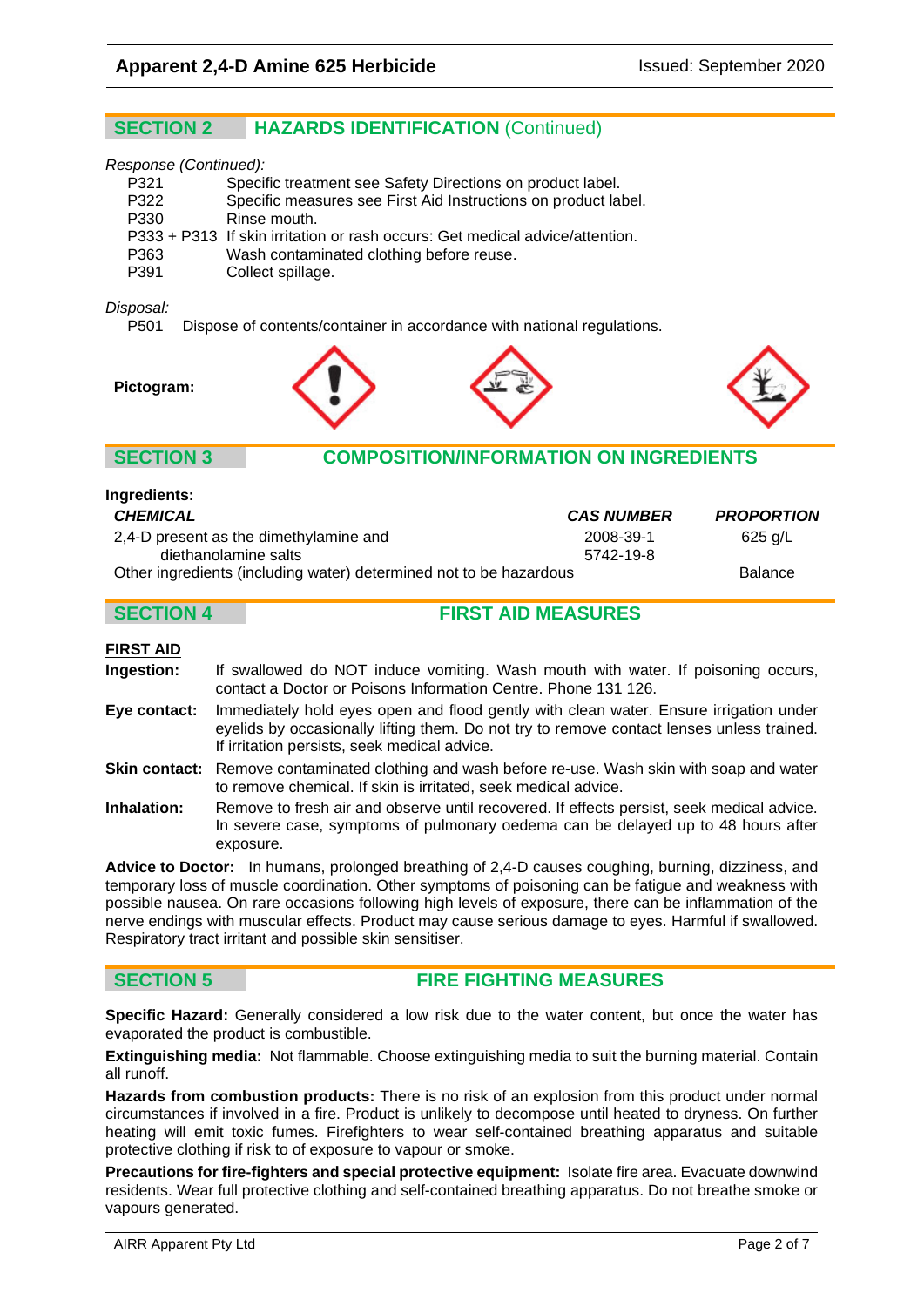## SECTION 2 HAZARDS IDENTIFICATION (Continued)

*Response (Continued):*

| | |
|---|---|
| P321 | Specific treatment see Safety Directions on product label. |
| P322 | Specific measures see First Aid Instructions on product label. |
| P330 | Rinse mouth. |
| P333 + P313 | If skin irritation or rash occurs: Get medical advice/attention. |
| P363 | Wash contaminated clothing before reuse. |
| P391 | Collect spillage. |

*Disposal:*

P501 Dispose of contents/container in accordance with national regulations.

**Pictogram:**

## SECTION 3 COMPOSITION/INFORMATION ON INGREDIENTS

**Ingredients:**

| ***CHEMICAL*** | ***CAS NUMBER*** | ***PROPORTION*** |
|---|---|---|
| 2,4-D present as the dimethylamine and diethanolamine salts | 2008-39-1<br>5742-19-8 | 625 g/L |
| Other ingredients (including water) determined not to be hazardous | | Balance |

## SECTION 4 FIRST AID MEASURES

**FIRST AID**

**Ingestion:** If swallowed do NOT induce vomiting. Wash mouth with water. If poisoning occurs, contact a Doctor or Poisons Information Centre. Phone 131 126.

**Eye contact:** Immediately hold eyes open and flood gently with clean water. Ensure irrigation under eyelids by occasionally lifting them. Do not try to remove contact lenses unless trained. If irritation persists, seek medical advice.

**Skin contact:** Remove contaminated clothing and wash before re-use. Wash skin with soap and water to remove chemical. If skin is irritated, seek medical advice.

**Inhalation:** Remove to fresh air and observe until recovered. If effects persist, seek medical advice. In severe case, symptoms of pulmonary oedema can be delayed up to 48 hours after exposure.

**Advice to Doctor:** In humans, prolonged breathing of 2,4-D causes coughing, burning, dizziness, and temporary loss of muscle coordination. Other symptoms of poisoning can be fatigue and weakness with possible nausea. On rare occasions following high levels of exposure, there can be inflammation of the nerve endings with muscular effects. Product may cause serious damage to eyes. Harmful if swallowed. Respiratory tract irritant and possible skin sensitiser.

## SECTION 5 FIRE FIGHTING MEASURES

**Specific Hazard:** Generally considered a low risk due to the water content, but once the water has evaporated the product is combustible.

**Extinguishing media:** Not flammable. Choose extinguishing media to suit the burning material. Contain all runoff.

**Hazards from combustion products:** There is no risk of an explosion from this product under normal circumstances if involved in a fire. Product is unlikely to decompose until heated to dryness. On further heating will emit toxic fumes. Firefighters to wear self-contained breathing apparatus and suitable protective clothing if risk to of exposure to vapour or smoke.

**Precautions for fire-fighters and special protective equipment:** Isolate fire area. Evacuate downwind residents. Wear full protective clothing and self-contained breathing apparatus. Do not breathe smoke or vapours generated.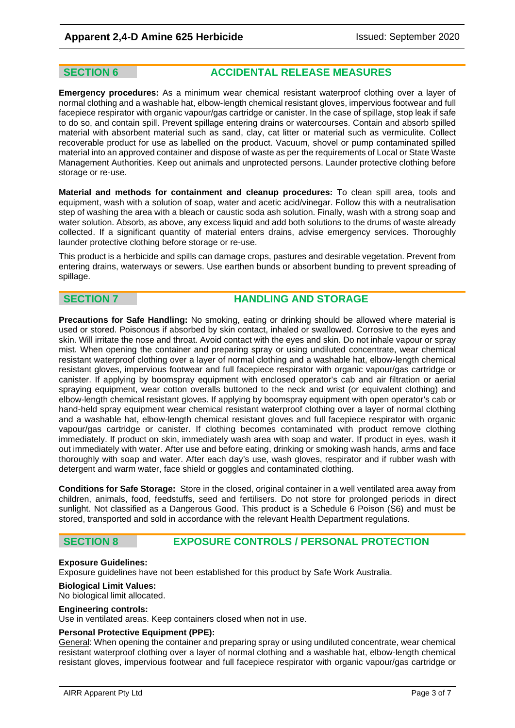## SECTION 6 ACCIDENTAL RELEASE MEASURES

**Emergency procedures:** As a minimum wear chemical resistant waterproof clothing over a layer of normal clothing and a washable hat, elbow-length chemical resistant gloves, impervious footwear and full facepiece respirator with organic vapour/gas cartridge or canister. In the case of spillage, stop leak if safe to do so, and contain spill. Prevent spillage entering drains or watercourses. Contain and absorb spilled material with absorbent material such as sand, clay, cat litter or material such as vermiculite. Collect recoverable product for use as labelled on the product. Vacuum, shovel or pump contaminated spilled material into an approved container and dispose of waste as per the requirements of Local or State Waste Management Authorities. Keep out animals and unprotected persons. Launder protective clothing before storage or re-use.

**Material and methods for containment and cleanup procedures:** To clean spill area, tools and equipment, wash with a solution of soap, water and acetic acid/vinegar. Follow this with a neutralisation step of washing the area with a bleach or caustic soda ash solution. Finally, wash with a strong soap and water solution. Absorb, as above, any excess liquid and add both solutions to the drums of waste already collected. If a significant quantity of material enters drains, advise emergency services. Thoroughly launder protective clothing before storage or re-use.

This product is a herbicide and spills can damage crops, pastures and desirable vegetation. Prevent from entering drains, waterways or sewers. Use earthen bunds or absorbent bunding to prevent spreading of spillage.

## SECTION 7 HANDLING AND STORAGE

**Precautions for Safe Handling:** No smoking, eating or drinking should be allowed where material is used or stored. Poisonous if absorbed by skin contact, inhaled or swallowed. Corrosive to the eyes and skin. Will irritate the nose and throat. Avoid contact with the eyes and skin. Do not inhale vapour or spray mist. When opening the container and preparing spray or using undiluted concentrate, wear chemical resistant waterproof clothing over a layer of normal clothing and a washable hat, elbow-length chemical resistant gloves, impervious footwear and full facepiece respirator with organic vapour/gas cartridge or canister. If applying by boomspray equipment with enclosed operator's cab and air filtration or aerial spraying equipment, wear cotton overalls buttoned to the neck and wrist (or equivalent clothing) and elbow-length chemical resistant gloves. If applying by boomspray equipment with open operator's cab or hand-held spray equipment wear chemical resistant waterproof clothing over a layer of normal clothing and a washable hat, elbow-length chemical resistant gloves and full facepiece respirator with organic vapour/gas cartridge or canister. If clothing becomes contaminated with product remove clothing immediately. If product on skin, immediately wash area with soap and water. If product in eyes, wash it out immediately with water. After use and before eating, drinking or smoking wash hands, arms and face thoroughly with soap and water. After each day's use, wash gloves, respirator and if rubber wash with detergent and warm water, face shield or goggles and contaminated clothing.

**Conditions for Safe Storage:** Store in the closed, original container in a well ventilated area away from children, animals, food, feedstuffs, seed and fertilisers. Do not store for prolonged periods in direct sunlight. Not classified as a Dangerous Good. This product is a Schedule 6 Poison (S6) and must be stored, transported and sold in accordance with the relevant Health Department regulations.

## SECTION 8 EXPOSURE CONTROLS / PERSONAL PROTECTION

**Exposure Guidelines:**
Exposure guidelines have not been established for this product by Safe Work Australia.

**Biological Limit Values:**
No biological limit allocated.

**Engineering controls:**
Use in ventilated areas. Keep containers closed when not in use.

**Personal Protective Equipment (PPE):**
General: When opening the container and preparing spray or using undiluted concentrate, wear chemical resistant waterproof clothing over a layer of normal clothing and a washable hat, elbow-length chemical resistant gloves, impervious footwear and full facepiece respirator with organic vapour/gas cartridge or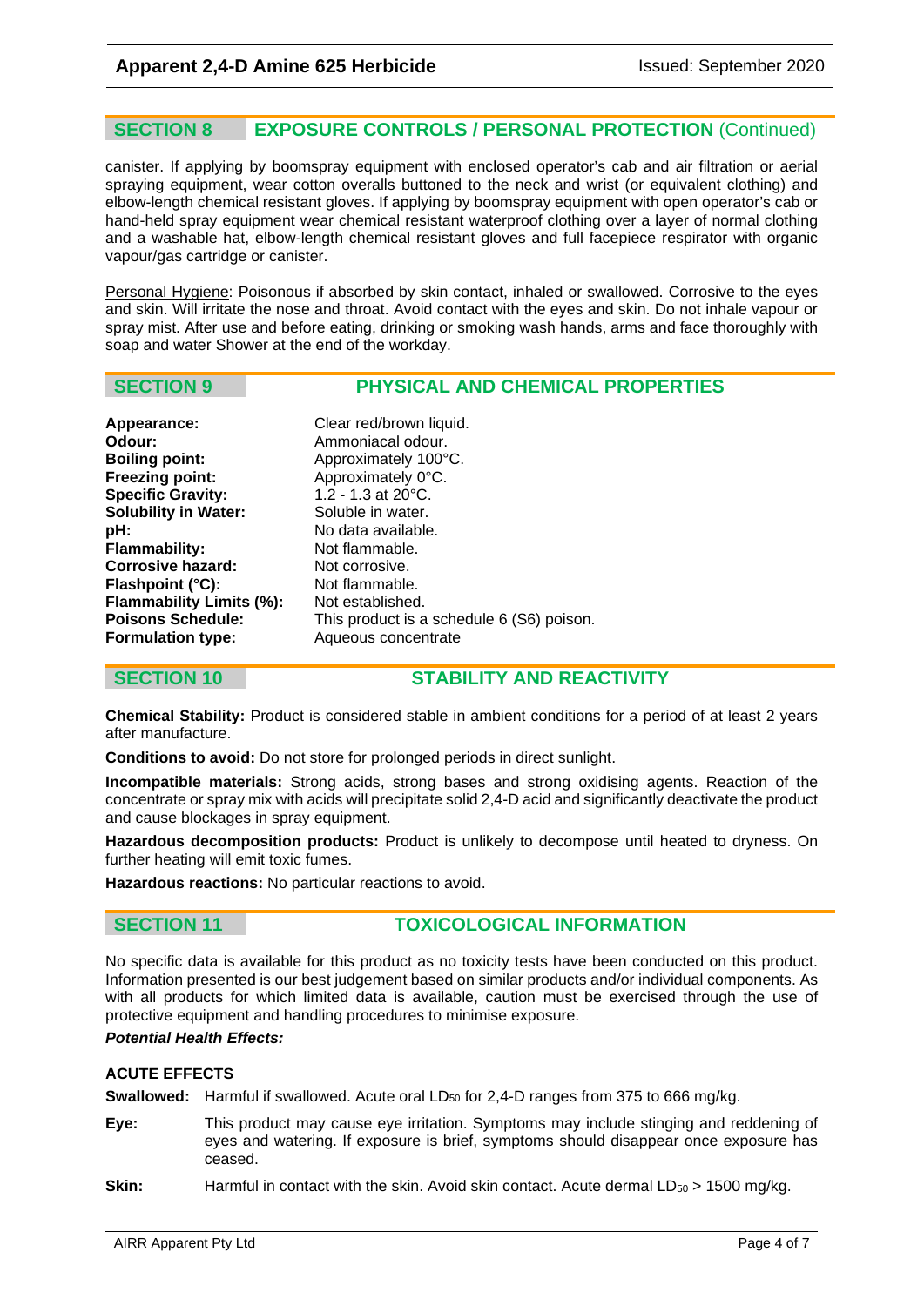## SECTION 8 EXPOSURE CONTROLS / PERSONAL PROTECTION (Continued)

canister. If applying by boomspray equipment with enclosed operator's cab and air filtration or aerial spraying equipment, wear cotton overalls buttoned to the neck and wrist (or equivalent clothing) and elbow-length chemical resistant gloves. If applying by boomspray equipment with open operator's cab or hand-held spray equipment wear chemical resistant waterproof clothing over a layer of normal clothing and a washable hat, elbow-length chemical resistant gloves and full facepiece respirator with organic vapour/gas cartridge or canister.

Personal Hygiene: Poisonous if absorbed by skin contact, inhaled or swallowed. Corrosive to the eyes and skin. Will irritate the nose and throat. Avoid contact with the eyes and skin. Do not inhale vapour or spray mist. After use and before eating, drinking or smoking wash hands, arms and face thoroughly with soap and water Shower at the end of the workday.

## SECTION 9 PHYSICAL AND CHEMICAL PROPERTIES

| | |
|---|---|
| **Appearance:** | Clear red/brown liquid. |
| **Odour:** | Ammoniacal odour. |
| **Boiling point:** | Approximately 100°C. |
| **Freezing point:** | Approximately 0°C. |
| **Specific Gravity:** | 1.2 - 1.3 at 20°C. |
| **Solubility in Water:** | Soluble in water. |
| **pH:** | No data available. |
| **Flammability:** | Not flammable. |
| **Corrosive hazard:** | Not corrosive. |
| **Flashpoint (°C):** | Not flammable. |
| **Flammability Limits (%):** | Not established. |
| **Poisons Schedule:** | This product is a schedule 6 (S6) poison. |
| **Formulation type:** | Aqueous concentrate |

## SECTION 10 STABILITY AND REACTIVITY

**Chemical Stability:** Product is considered stable in ambient conditions for a period of at least 2 years after manufacture.

**Conditions to avoid:** Do not store for prolonged periods in direct sunlight.

**Incompatible materials:** Strong acids, strong bases and strong oxidising agents. Reaction of the concentrate or spray mix with acids will precipitate solid 2,4-D acid and significantly deactivate the product and cause blockages in spray equipment.

**Hazardous decomposition products:** Product is unlikely to decompose until heated to dryness. On further heating will emit toxic fumes.

**Hazardous reactions:** No particular reactions to avoid.

## SECTION 11 TOXICOLOGICAL INFORMATION

No specific data is available for this product as no toxicity tests have been conducted on this product. Information presented is our best judgement based on similar products and/or individual components. As with all products for which limited data is available, caution must be exercised through the use of protective equipment and handling procedures to minimise exposure.

***Potential Health Effects:***

**ACUTE EFFECTS**

**Swallowed:** Harmful if swallowed. Acute oral $LD_{50}$ for 2,4-D ranges from 375 to 666 mg/kg.

**Eye:** This product may cause eye irritation. Symptoms may include stinging and reddening of eyes and watering. If exposure is brief, symptoms should disappear once exposure has ceased.

**Skin:** Harmful in contact with the skin. Avoid skin contact. Acute dermal $LD_{50}$ > 1500 mg/kg.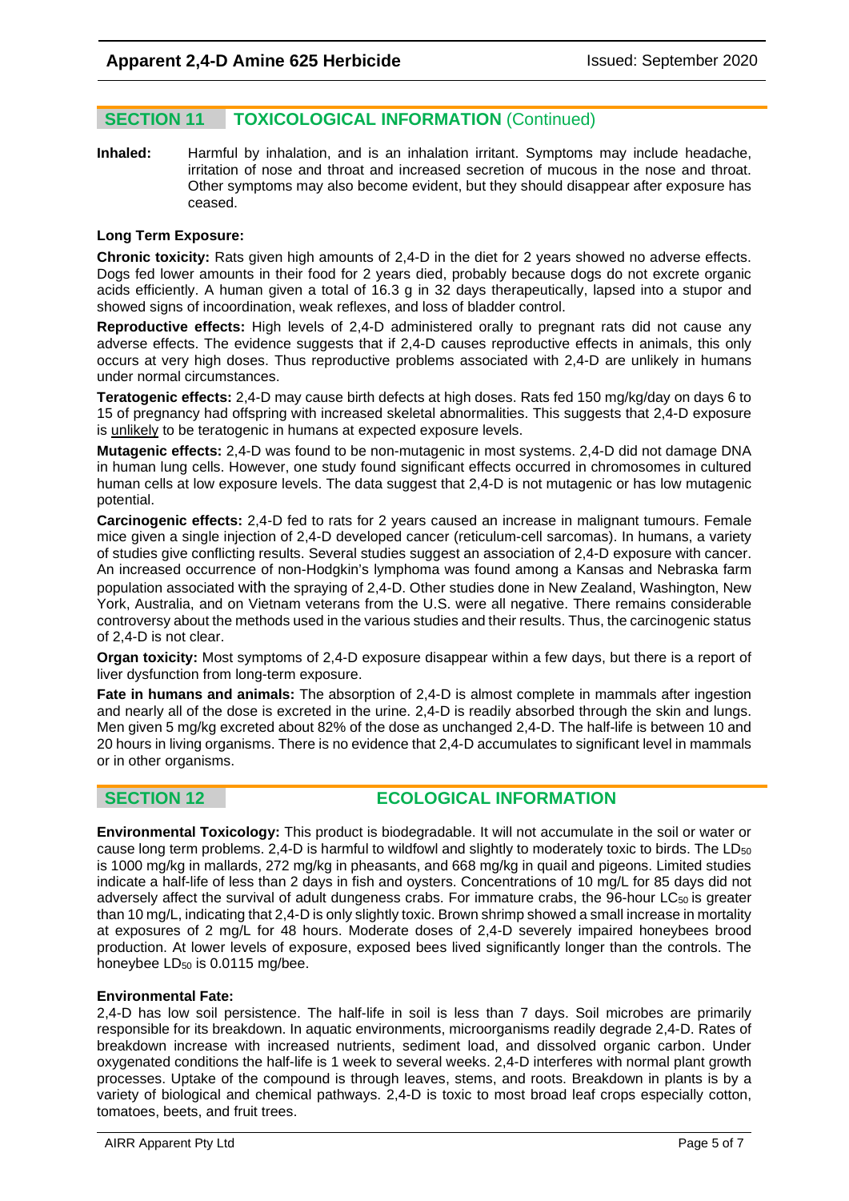## SECTION 11 TOXICOLOGICAL INFORMATION (Continued)

**Inhaled:** Harmful by inhalation, and is an inhalation irritant. Symptoms may include headache, irritation of nose and throat and increased secretion of mucous in the nose and throat. Other symptoms may also become evident, but they should disappear after exposure has ceased.

**Long Term Exposure:**

**Chronic toxicity:** Rats given high amounts of 2,4-D in the diet for 2 years showed no adverse effects. Dogs fed lower amounts in their food for 2 years died, probably because dogs do not excrete organic acids efficiently. A human given a total of 16.3 g in 32 days therapeutically, lapsed into a stupor and showed signs of incoordination, weak reflexes, and loss of bladder control.

**Reproductive effects:** High levels of 2,4-D administered orally to pregnant rats did not cause any adverse effects. The evidence suggests that if 2,4-D causes reproductive effects in animals, this only occurs at very high doses. Thus reproductive problems associated with 2,4-D are unlikely in humans under normal circumstances.

**Teratogenic effects:** 2,4-D may cause birth defects at high doses. Rats fed 150 mg/kg/day on days 6 to 15 of pregnancy had offspring with increased skeletal abnormalities. This suggests that 2,4-D exposure is unlikely to be teratogenic in humans at expected exposure levels.

**Mutagenic effects:** 2,4-D was found to be non-mutagenic in most systems. 2,4-D did not damage DNA in human lung cells. However, one study found significant effects occurred in chromosomes in cultured human cells at low exposure levels. The data suggest that 2,4-D is not mutagenic or has low mutagenic potential.

**Carcinogenic effects:** 2,4-D fed to rats for 2 years caused an increase in malignant tumours. Female mice given a single injection of 2,4-D developed cancer (reticulum-cell sarcomas). In humans, a variety of studies give conflicting results. Several studies suggest an association of 2,4-D exposure with cancer. An increased occurrence of non-Hodgkin's lymphoma was found among a Kansas and Nebraska farm population associated with the spraying of 2,4-D. Other studies done in New Zealand, Washington, New York, Australia, and on Vietnam veterans from the U.S. were all negative. There remains considerable controversy about the methods used in the various studies and their results. Thus, the carcinogenic status of 2,4-D is not clear.

**Organ toxicity:** Most symptoms of 2,4-D exposure disappear within a few days, but there is a report of liver dysfunction from long-term exposure.

**Fate in humans and animals:** The absorption of 2,4-D is almost complete in mammals after ingestion and nearly all of the dose is excreted in the urine. 2,4-D is readily absorbed through the skin and lungs. Men given 5 mg/kg excreted about 82% of the dose as unchanged 2,4-D. The half-life is between 10 and 20 hours in living organisms. There is no evidence that 2,4-D accumulates to significant level in mammals or in other organisms.

## SECTION 12 ECOLOGICAL INFORMATION

**Environmental Toxicology:** This product is biodegradable. It will not accumulate in the soil or water or cause long term problems. 2,4-D is harmful to wildfowl and slightly to moderately toxic to birds. The $LD_{50}$ is 1000 mg/kg in mallards, 272 mg/kg in pheasants, and 668 mg/kg in quail and pigeons. Limited studies indicate a half-life of less than 2 days in fish and oysters. Concentrations of 10 mg/L for 85 days did not adversely affect the survival of adult dungeness crabs. For immature crabs, the 96-hour $LC_{50}$ is greater than 10 mg/L, indicating that 2,4-D is only slightly toxic. Brown shrimp showed a small increase in mortality at exposures of 2 mg/L for 48 hours. Moderate doses of 2,4-D severely impaired honeybees brood production. At lower levels of exposure, exposed bees lived significantly longer than the controls. The honeybee $LD_{50}$ is 0.0115 mg/bee.

**Environmental Fate:**

2,4-D has low soil persistence. The half-life in soil is less than 7 days. Soil microbes are primarily responsible for its breakdown. In aquatic environments, microorganisms readily degrade 2,4-D. Rates of breakdown increase with increased nutrients, sediment load, and dissolved organic carbon. Under oxygenated conditions the half-life is 1 week to several weeks. 2,4-D interferes with normal plant growth processes. Uptake of the compound is through leaves, stems, and roots. Breakdown in plants is by a variety of biological and chemical pathways. 2,4-D is toxic to most broad leaf crops especially cotton, tomatoes, beets, and fruit trees.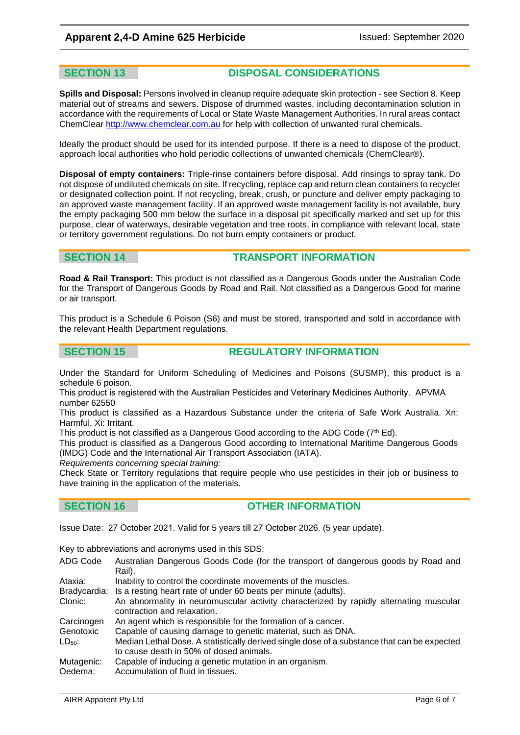## SECTION 13 DISPOSAL CONSIDERATIONS

**Spills and Disposal:** Persons involved in cleanup require adequate skin protection - see Section 8. Keep material out of streams and sewers. Dispose of drummed wastes, including decontamination solution in accordance with the requirements of Local or State Waste Management Authorities. In rural areas contact ChemClear http://www.chemclear.com.au for help with collection of unwanted rural chemicals.

Ideally the product should be used for its intended purpose. If there is a need to dispose of the product, approach local authorities who hold periodic collections of unwanted chemicals (ChemClear®).

**Disposal of empty containers:** Triple-rinse containers before disposal. Add rinsings to spray tank. Do not dispose of undiluted chemicals on site. If recycling, replace cap and return clean containers to recycler or designated collection point. If not recycling, break, crush, or puncture and deliver empty packaging to an approved waste management facility. If an approved waste management facility is not available, bury the empty packaging 500 mm below the surface in a disposal pit specifically marked and set up for this purpose, clear of waterways, desirable vegetation and tree roots, in compliance with relevant local, state or territory government regulations. Do not burn empty containers or product.

## SECTION 14 TRANSPORT INFORMATION

**Road & Rail Transport:** This product is not classified as a Dangerous Goods under the Australian Code for the Transport of Dangerous Goods by Road and Rail. Not classified as a Dangerous Good for marine or air transport.

This product is a Schedule 6 Poison (S6) and must be stored, transported and sold in accordance with the relevant Health Department regulations.

## SECTION 15 REGULATORY INFORMATION

Under the Standard for Uniform Scheduling of Medicines and Poisons (SUSMP), this product is a schedule 6 poison.
This product is registered with the Australian Pesticides and Veterinary Medicines Authority. APVMA number 62550
This product is classified as a Hazardous Substance under the criteria of Safe Work Australia. Xn: Harmful, Xi: Irritant.
This product is not classified as a Dangerous Good according to the ADG Code (7th Ed).
This product is classified as a Dangerous Good according to International Maritime Dangerous Goods (IMDG) Code and the International Air Transport Association (IATA).
*Requirements concerning special training:*
Check State or Territory regulations that require people who use pesticides in their job or business to have training in the application of the materials.

## SECTION 16 OTHER INFORMATION

Issue Date: 27 October 2021. Valid for 5 years till 27 October 2026. (5 year update).

Key to abbreviations and acronyms used in this SDS:

| | |
|---|---|
| ADG Code | Australian Dangerous Goods Code (for the transport of dangerous goods by Road and Rail). |
| Ataxia: | Inability to control the coordinate movements of the muscles. |
| Bradycardia: | Is a resting heart rate of under 60 beats per minute (adults). |
| Clonic: | An abnormality in neuromuscular activity characterized by rapidly alternating muscular contraction and relaxation. |
| Carcinogen | An agent which is responsible for the formation of a cancer. |
| Genotoxic | Capable of causing damage to genetic material, such as DNA. |
| $LD_{50}$: | Median Lethal Dose. A statistically derived single dose of a substance that can be expected to cause death in 50% of dosed animals. |
| Mutagenic: | Capable of inducing a genetic mutation in an organism. |
| Oedema: | Accumulation of fluid in tissues. |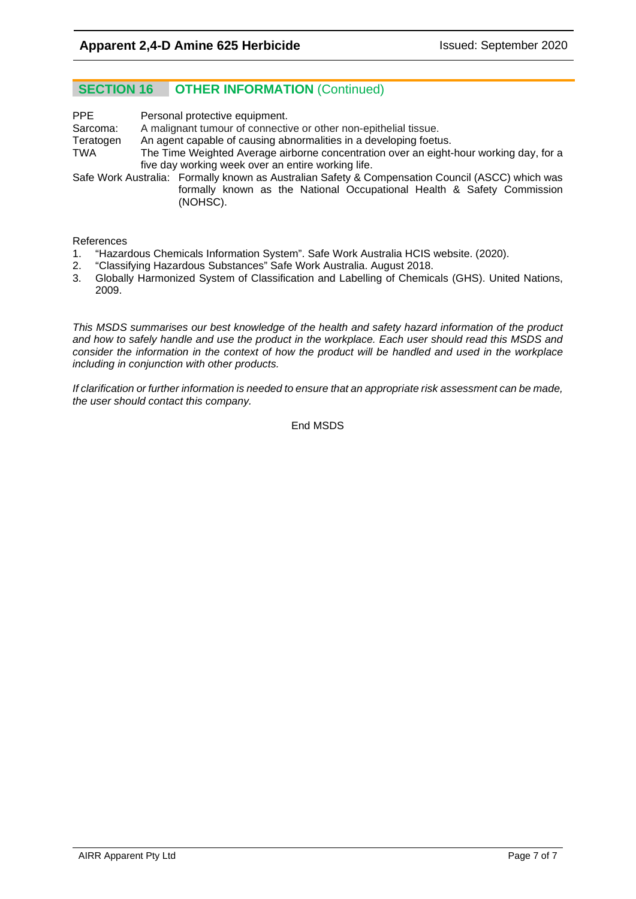## SECTION 16 OTHER INFORMATION (Continued)

PPE Personal protective equipment.

Sarcoma: A malignant tumour of connective or other non-epithelial tissue.

Teratogen An agent capable of causing abnormalities in a developing foetus.

TWA The Time Weighted Average airborne concentration over an eight-hour working day, for a five day working week over an entire working life.

Safe Work Australia: Formally known as Australian Safety & Compensation Council (ASCC) which was formally known as the National Occupational Health & Safety Commission (NOHSC).

References

1. "Hazardous Chemicals Information System". Safe Work Australia HCIS website. (2020).
2. "Classifying Hazardous Substances" Safe Work Australia. August 2018.
3. Globally Harmonized System of Classification and Labelling of Chemicals (GHS). United Nations, 2009.

*This MSDS summarises our best knowledge of the health and safety hazard information of the product and how to safely handle and use the product in the workplace. Each user should read this MSDS and consider the information in the context of how the product will be handled and used in the workplace including in conjunction with other products.*

*If clarification or further information is needed to ensure that an appropriate risk assessment can be made, the user should contact this company.*

End MSDS